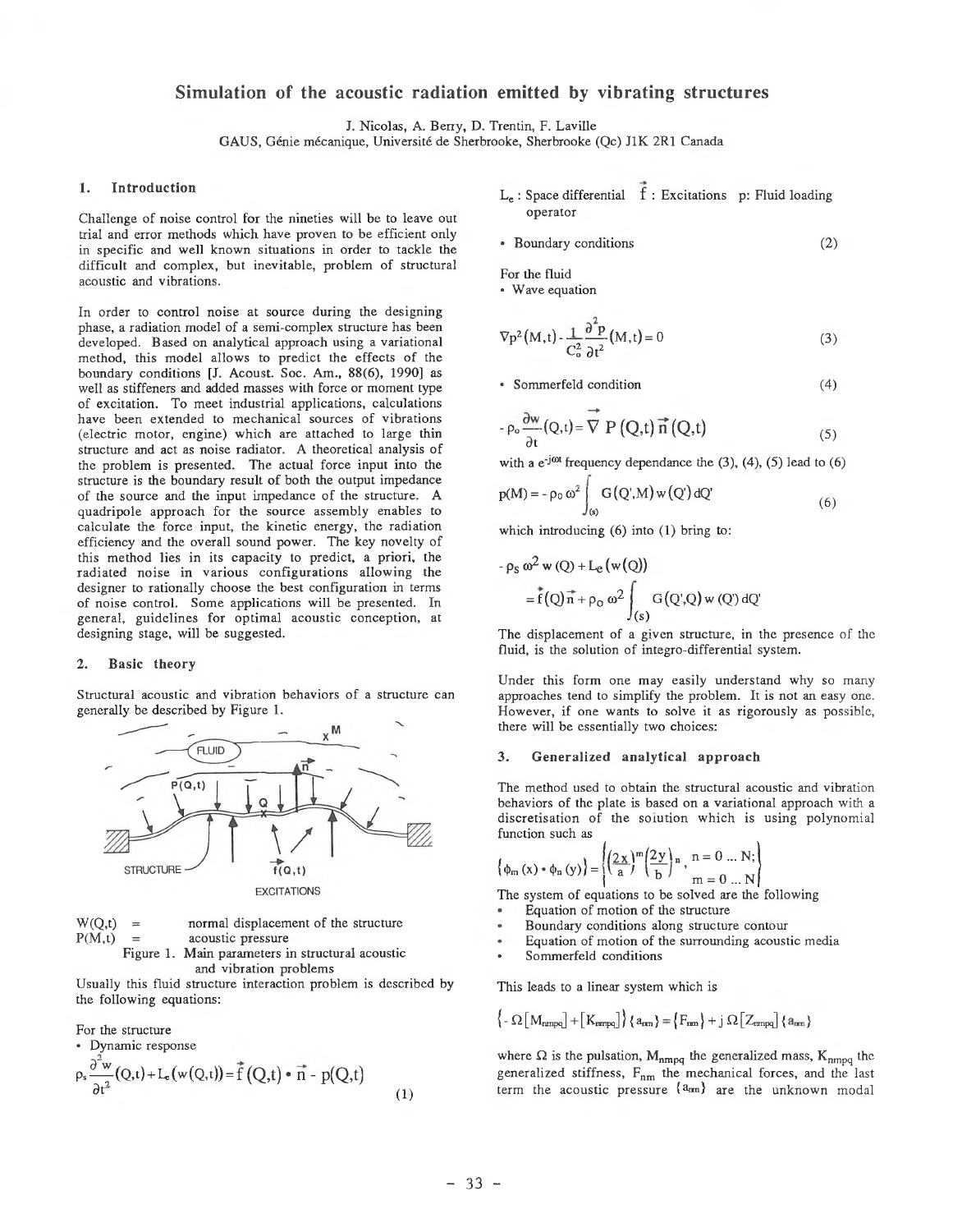# Simulation of the acoustic radiation emitted by vibrating structures

J. Nicolas, A. Berry, D. Trentin, F. Laville
GAUS, Génie mécanique, Université de Sherbrooke, Sherbrooke (Qc) J1K 2R1 Canada

## 1. Introduction

Challenge of noise control for the nineties will be to leave out trial and error methods which have proven to be efficient only in specific and well known situations in order to tackle the difficult and complex, but inevitable, problem of structural acoustic and vibrations.

In order to control noise at source during the designing phase, a radiation model of a semi-complex structure has been developed. Based on analytical approach using a variational method, this model allows to predict the effects of the boundary conditions [J. Acoust. Soc. Am., 88(6), 1990] as well as stiffeners and added masses with force or moment type of excitation. To meet industrial applications, calculations have been extended to mechanical sources of vibrations (electric motor, engine) which are attached to large thin structure and act as noise radiator. A theoretical analysis of the problem is presented. The actual force input into the structure is the boundary result of both the output impedance of the source and the input impedance of the structure. A quadripole approach for the source assembly enables to calculate the force input, the kinetic energy, the radiation efficiency and the overall sound power. The key novelty of this method lies in its capacity to predict, a priori, the radiated noise in various configurations allowing the designer to rationally choose the best configuration in terms of noise control. Some applications will be presented. In general, guidelines for optimal acoustic conception, at designing stage, will be suggested.

## 2. Basic theory

Structural acoustic and vibration behaviors of a structure can generally be described by Figure 1.

FLUID — M — $\vec{n}$ — P(Q,t) — Q — STRUCTURE — $\vec{f}(Q,t)$ — EXCITATIONS

$W(Q,t)$ = normal displacement of the structure
$P(M,t)$ = acoustic pressure

Figure 1. Main parameters in structural acoustic and vibration problems

Usually this fluid structure interaction problem is described by the following equations:

For the structure

- Dynamic response

$$\rho_s \frac{\partial^2 w}{\partial t^2}(Q,t) + L_e(w(Q,t)) = \vec{f}(Q,t) \bullet \vec{n} - p(Q,t) \tag{1}$$

$L_e$ : Space differential operator $\vec{f}$ : Excitations p: Fluid loading

- Boundary conditions (2)

For the fluid

- Wave equation

$$\nabla p^2(M,t) - \frac{1}{C_o^2}\frac{\partial^2 p}{\partial t^2}(M,t) = 0 \tag{3}$$

- Sommerfeld condition (4)

$$-\rho_o \frac{\partial w}{\partial t}(Q,t) = \vec{\nabla}\, P(Q,t)\,\vec{n}(Q,t) \tag{5}$$

with a $e^{-j\omega t}$ frequency dependance the (3), (4), (5) lead to (6)

$$p(M) = -\rho_0\,\omega^2 \int_{(s)} G(Q',M)\, w(Q')\, dQ' \tag{6}$$

which introducing (6) into (1) bring to:

$$-\rho_s\,\omega^2\, w(Q) + L_e(w(Q)) = \vec{f}(Q)\vec{n} + \rho_o\,\omega^2 \int_{(s)} G(Q',Q)\, w(Q')\, dQ'$$

The displacement of a given structure, in the presence of the fluid, is the solution of integro-differential system.

Under this form one may easily understand why so many approaches tend to simplify the problem. It is not an easy one. However, if one wants to solve it as rigorously as possible, there will be essentially two choices:

## 3. Generalized analytical approach

The method used to obtain the structural acoustic and vibration behaviors of the plate is based on a variational approach with a discretisation of the solution which is using polynomial function such as

$$\{\phi_m(x) \bullet \phi_n(y)\} = \left\{ \left(\frac{2x}{a}\right)^m \left(\frac{2y}{b}\right)^n, \begin{array}{l} n = 0 \dots N; \\ m = 0 \dots N \end{array} \right\}$$

The system of equations to be solved are the following

- Equation of motion of the structure
- Boundary conditions along structure contour
- Equation of motion of the surrounding acoustic media
- Sommerfeld conditions

This leads to a linear system which is

$$\left\{-\Omega\left[M_{nmpq}\right] + \left[K_{nmpq}\right]\right\}\{a_{nm}\} = \{F_{nm}\} + j\,\Omega\left[Z_{nmpq}\right]\{a_{nm}\}$$

where $\Omega$ is the pulsation, $M_{nmpq}$ the generalized mass, $K_{nmpq}$ the generalized stiffness, $F_{nm}$ the mechanical forces, and the last term the acoustic pressure $\{a_{nm}\}$ are the unknown modal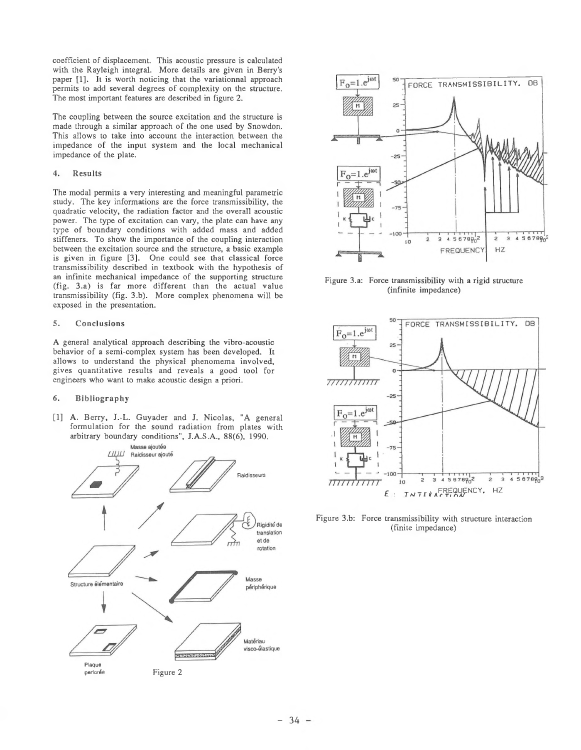coefficient of displacement. This acoustic pressure is calculated with the Rayleigh integral. More details are given in Berry's paper [1]. It is worth noticing that the variationnal approach permits to add several degrees of complexity on the structure. The most important features are described in figure 2.

The coupling between the source excitation and the structure is made through a similar approach of the one used by Snowdon. This allows to take into account the interaction between the impedance of the input system and the local mechanical impedance of the plate.

## 4. Results

The modal permits a very interesting and meaningful parametric study. The key informations are the force transmissibility, the quadratic velocity, the radiation factor and the overall acoustic power. The type of excitation can vary, the plate can have any type of boundary conditions with added mass and added stiffeners. To show the importance of the coupling interaction between the excitation source and the structure, a basic example is given in figure [3]. One could see that classical force transmissibility described in textbook with the hypothesis of an infinite mechanical impedance of the supporting structure (fig. 3.a) is far more different than the actual value transmissibility (fig. 3.b). More complex phenomena will be exposed in the presentation.

## 5. Conclusions

A general analytical approach describing the vibro-acoustic behavior of a semi-complex system has been developed. It allows to understand the physical phenomema involved, gives quantitative results and reveals a good tool for engineers who want to make acoustic design a priori.

## 6. Bibliography

[1] A. Berry, J.-L. Guyader and J. Nicolas, "A general formulation for the sound radiation from plates with arbitrary boundary conditions", J.A.S.A., 88(6), 1990.

Masse ajoutée
Raidisseur ajouté
Raidisseurs
Rigidité de translation et de rotation
Structure élémentaire
Masse périphérique
Plaque perforée
Matériau visco-élastique

Figure 2

$F_0=1.e^{j\omega t}$
M
K
C
FORCE TRANSMISSIBILITY. DB
50
25
0
-25
-50
-75
-100
10 2 3 4 5 6 7 8 9 10^2 2 3 4 5 6 7 8 9 10^3
FREQUENCY HZ

Figure 3.a: Force transmissibility with a rigid structure (infinite impedance)

$F_0=1.e^{j\omega t}$
M
K
C
FORCE TRANSMISSIBILITY. DB
50
25
0
-25
-50
-75
-100
10 2 3 4 5 6 7 8 9 10^2 2 3 4 5 6 7 8 9 10^3
FREQUENCY. HZ
E : INTERACTION

Figure 3.b: Force transmissibility with structure interaction (finite impedance)